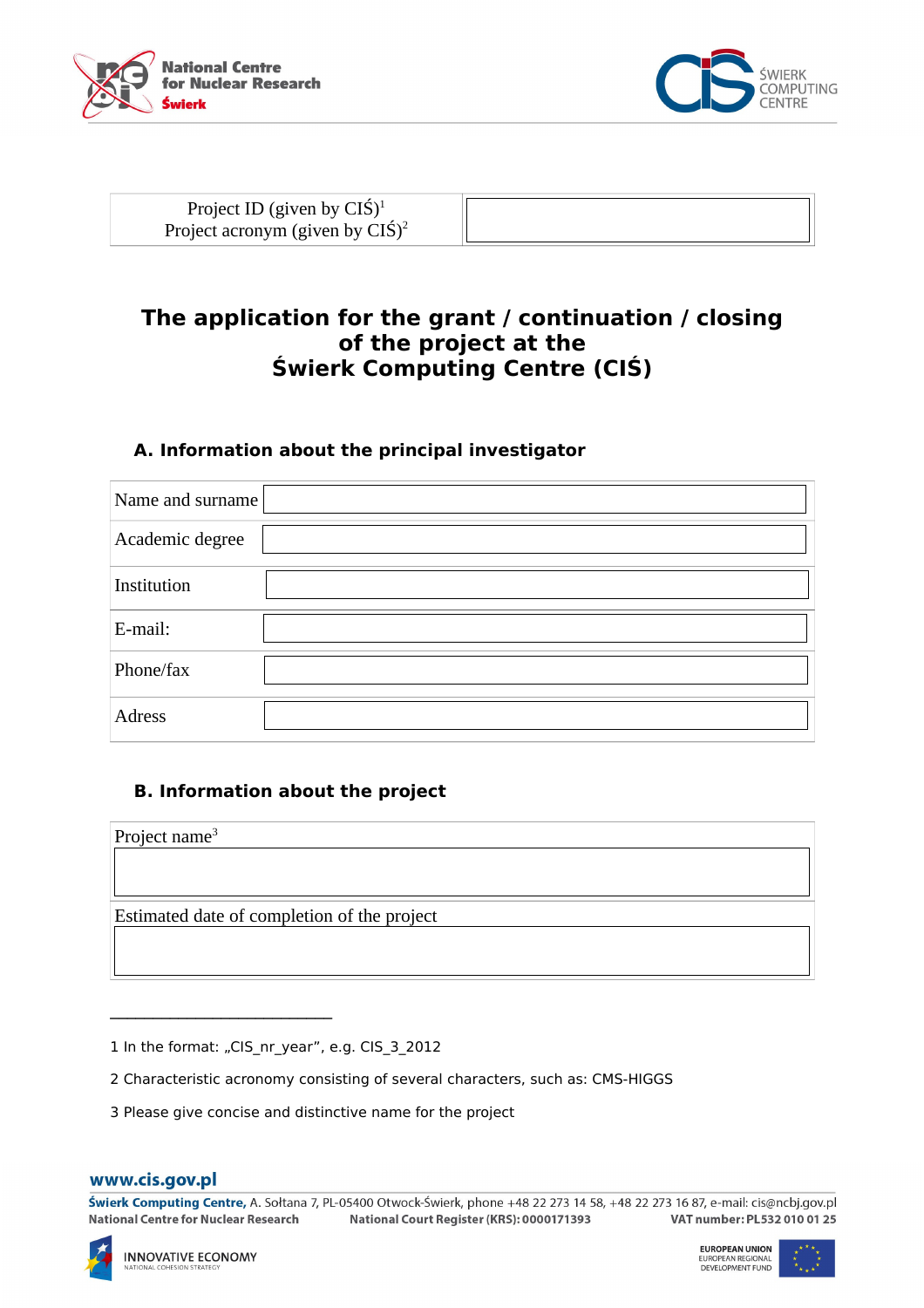| Project ID (given by CIŚ)[1]<br>Project acronym (given by CIŚ)[2] | |
|---|---|

# The application for the grant / continuation / closing of the project at the Świerk Computing Centre (CIŚ)

## A. Information about the principal investigator

| Name and surname | |
|---|---|
| Academic degree | |
| Institution | |
| E-mail: | |
| Phone/fax | |
| Adress | |

## B. Information about the project

| Project name[3] |
|---|
| |
| Estimated date of completion of the project |
| |

---

1 In the format: „CIS_nr_year", e.g. CIS_3_2012

2 Characteristic acronomy consisting of several characters, such as: CMS-HIGGS

3 Please give concise and distinctive name for the project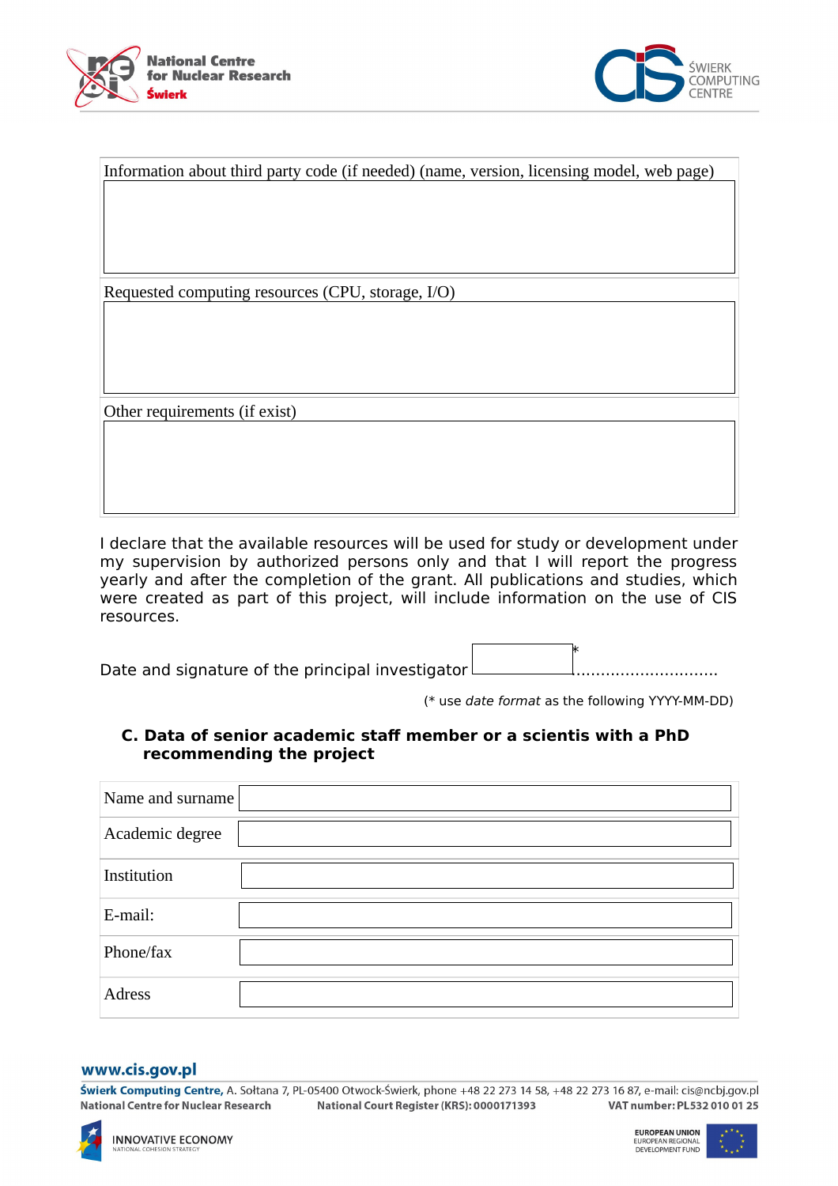| Information about third party code (if needed) (name, version, licensing model, web page) |
|---|
| |
| Requested computing resources (CPU, storage, I/O) |
| |
| Other requirements (if exist) |
| |

I declare that the available resources will be used for study or development under my supervision by authorized persons only and that I will report the progress yearly and after the completion of the grant. All publications and studies, which were created as part of this project, will include information on the use of CIS resources.

Date and signature of the principal investigator * ..............................

(* use *date format* as the following YYYY-MM-DD)

### C. Data of senior academic staff member or a scientis with a PhD recommending the project

| Name and surname | |
|---|---|
| Academic degree | |
| Institution | |
| E-mail: | |
| Phone/fax | |
| Adress | |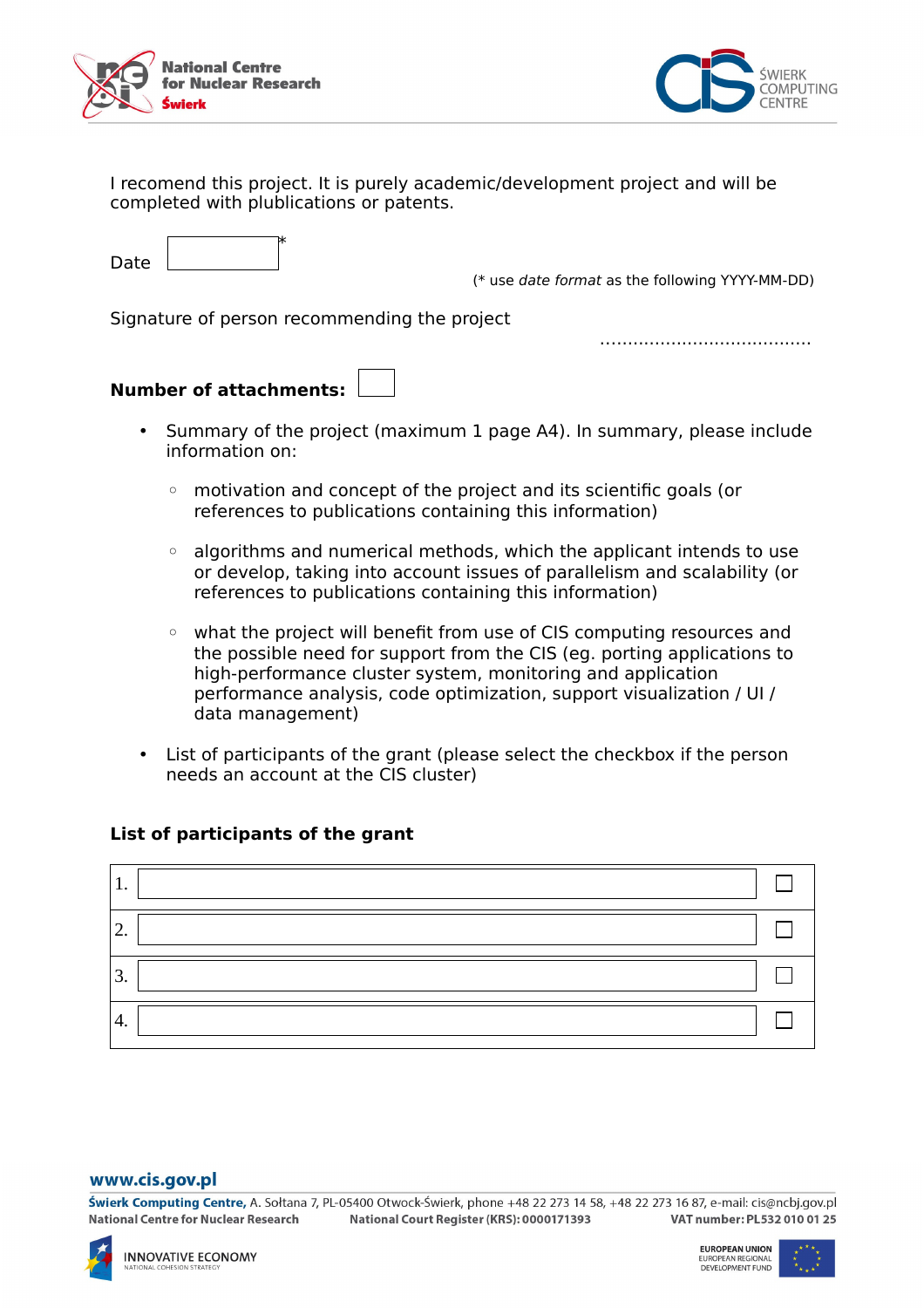I recomend this project. It is purely academic/development project and will be completed with plublications or patents.

Date ________ *

(* use *date format* as the following YYYY-MM-DD)

Signature of person recommending the project

.......................................

**Number of attachments:** ☐

- Summary of the project (maximum 1 page A4). In summary, please include information on:
  - motivation and concept of the project and its scientific goals (or references to publications containing this information)
  - algorithms and numerical methods, which the applicant intends to use or develop, taking into account issues of parallelism and scalability (or references to publications containing this information)
  - what the project will benefit from use of CIS computing resources and the possible need for support from the CIS (eg. porting applications to high-performance cluster system, monitoring and application performance analysis, code optimization, support visualization / UI / data management)
- List of participants of the grant (please select the checkbox if the person needs an account at the CIS cluster)

**List of participants of the grant**

| No. | Participant | Account |
|---|---|---|
| 1. | | ☐ |
| 2. | | ☐ |
| 3. | | ☐ |
| 4. | | ☐ |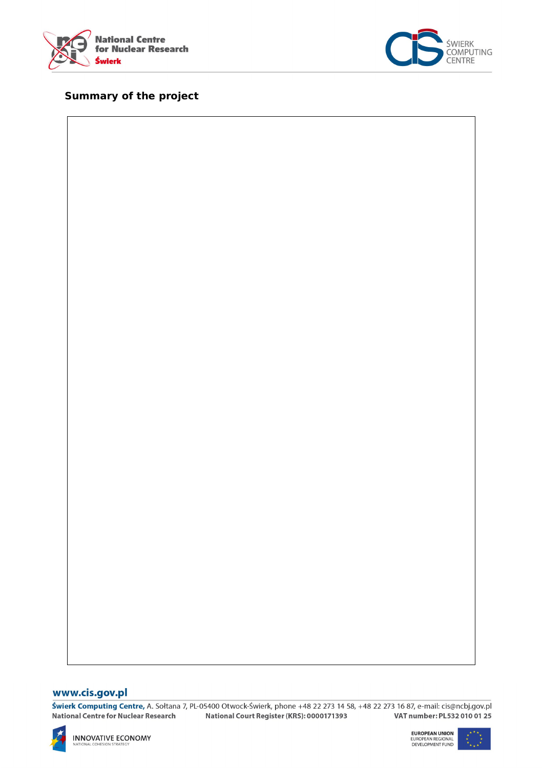**Summary of the project**